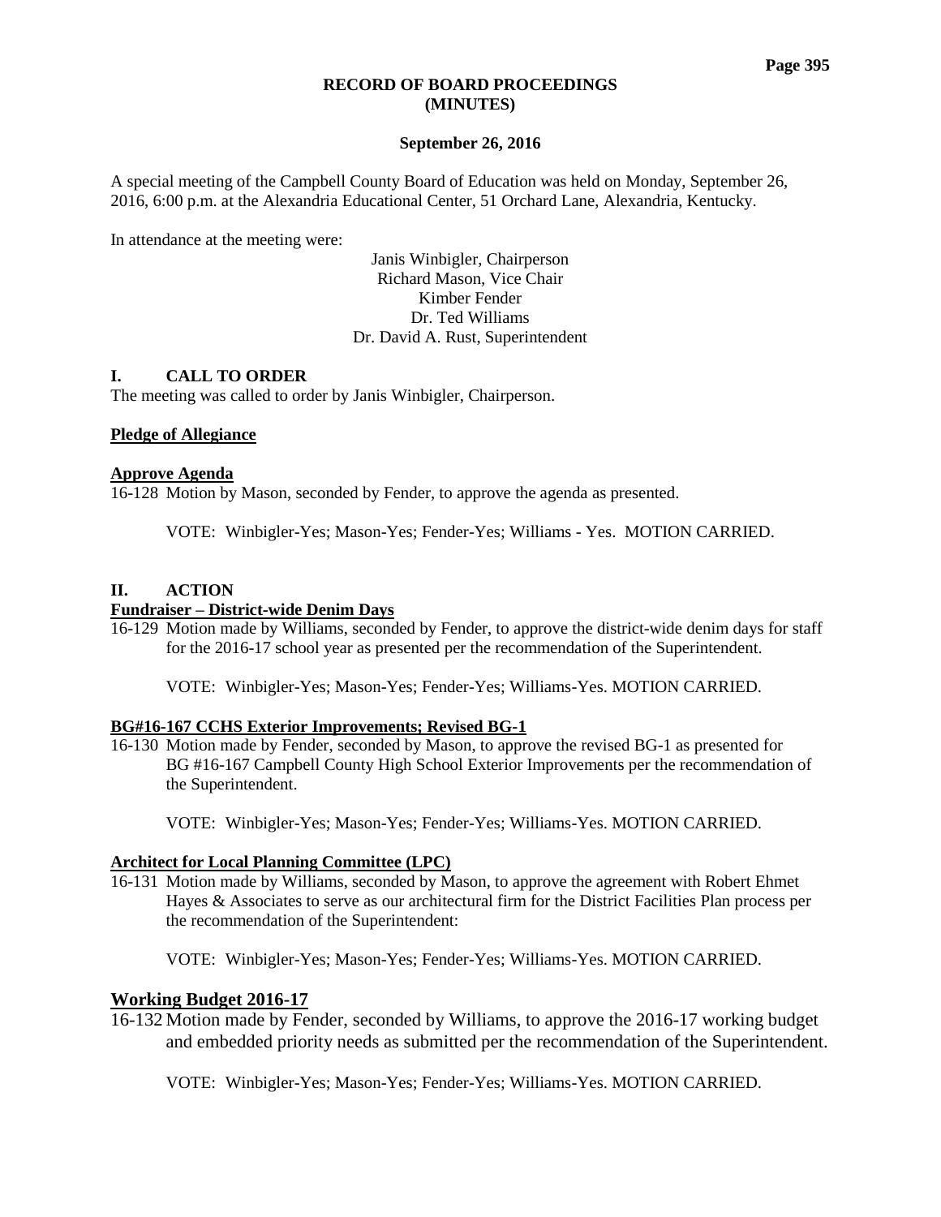# RECORD OF BOARD PROCEEDINGS (MINUTES)

**September 26, 2016**

A special meeting of the Campbell County Board of Education was held on Monday, September 26, 2016, 6:00 p.m. at the Alexandria Educational Center, 51 Orchard Lane, Alexandria, Kentucky.

In attendance at the meeting were:

Janis Winbigler, Chairperson
Richard Mason, Vice Chair
Kimber Fender
Dr. Ted Williams
Dr. David A. Rust, Superintendent

## I. CALL TO ORDER

The meeting was called to order by Janis Winbigler, Chairperson.

**Pledge of Allegiance**

**Approve Agenda**

16-128 Motion by Mason, seconded by Fender, to approve the agenda as presented.

VOTE: Winbigler-Yes; Mason-Yes; Fender-Yes; Williams - Yes. MOTION CARRIED.

## II. ACTION

**Fundraiser – District-wide Denim Days**

16-129 Motion made by Williams, seconded by Fender, to approve the district-wide denim days for staff for the 2016-17 school year as presented per the recommendation of the Superintendent.

VOTE: Winbigler-Yes; Mason-Yes; Fender-Yes; Williams-Yes. MOTION CARRIED.

**BG#16-167 CCHS Exterior Improvements; Revised BG-1**

16-130 Motion made by Fender, seconded by Mason, to approve the revised BG-1 as presented for BG #16-167 Campbell County High School Exterior Improvements per the recommendation of the Superintendent.

VOTE: Winbigler-Yes; Mason-Yes; Fender-Yes; Williams-Yes. MOTION CARRIED.

**Architect for Local Planning Committee (LPC)**

16-131 Motion made by Williams, seconded by Mason, to approve the agreement with Robert Ehmet Hayes & Associates to serve as our architectural firm for the District Facilities Plan process per the recommendation of the Superintendent:

VOTE: Winbigler-Yes; Mason-Yes; Fender-Yes; Williams-Yes. MOTION CARRIED.

**Working Budget 2016-17**

16-132 Motion made by Fender, seconded by Williams, to approve the 2016-17 working budget and embedded priority needs as submitted per the recommendation of the Superintendent.

VOTE: Winbigler-Yes; Mason-Yes; Fender-Yes; Williams-Yes. MOTION CARRIED.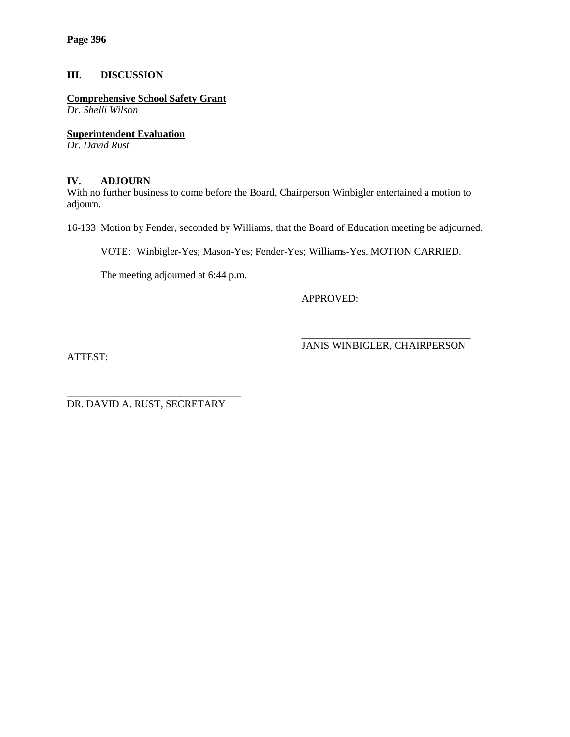## III. DISCUSSION

**<u>Comprehensive School Safety Grant</u>**
*Dr. Shelli Wilson*

**<u>Superintendent Evaluation</u>**
*Dr. David Rust*

## IV. ADJOURN

With no further business to come before the Board, Chairperson Winbigler entertained a motion to adjourn.

16-133 Motion by Fender, seconded by Williams, that the Board of Education meeting be adjourned.

VOTE: Winbigler-Yes; Mason-Yes; Fender-Yes; Williams-Yes. MOTION CARRIED.

The meeting adjourned at 6:44 p.m.

APPROVED:

\_\_\_\_\_\_\_\_\_\_\_\_\_\_\_\_\_\_\_\_\_\_\_\_\_\_\_\_\_\_\_\_\_\_
JANIS WINBIGLER, CHAIRPERSON

ATTEST:

\_\_\_\_\_\_\_\_\_\_\_\_\_\_\_\_\_\_\_\_\_\_\_\_\_\_\_\_\_\_\_\_\_\_
DR. DAVID A. RUST, SECRETARY